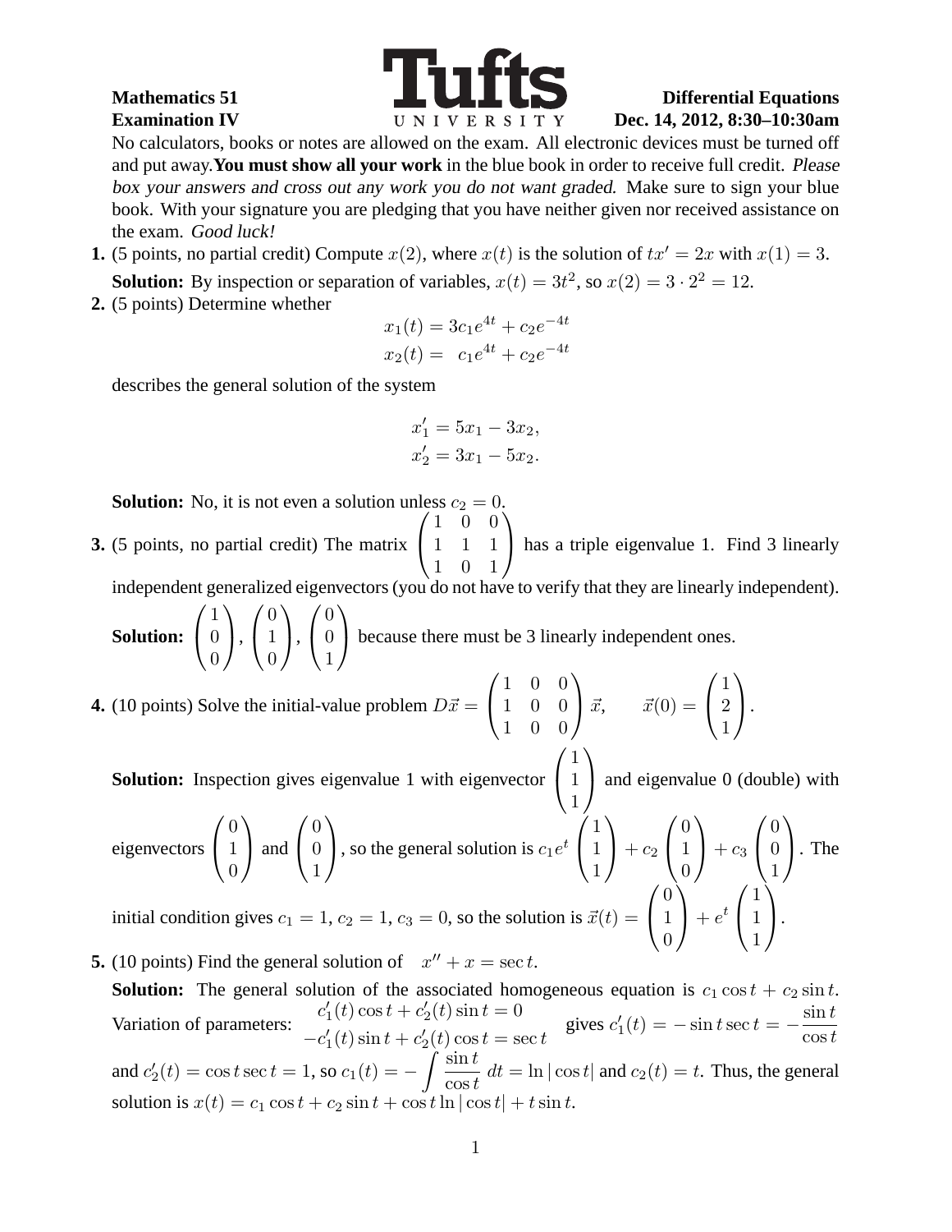**Mathematics 51** **Differential Equations**

**Examination IV** **Dec. 14, 2012, 8:30–10:30am**

No calculators, books or notes are allowed on the exam. All electronic devices must be turned off and put away. **You must show all your work** in the blue book in order to receive full credit. *Please box your answers and cross out any work you do not want graded.* Make sure to sign your blue book. With your signature you are pledging that you have neither given nor received assistance on the exam. *Good luck!*

**1.** (5 points, no partial credit) Compute $x(2)$, where $x(t)$ is the solution of $tx' = 2x$ with $x(1) = 3$.

**Solution:** By inspection or separation of variables, $x(t) = 3t^2$, so $x(2) = 3 \cdot 2^2 = 12$.

**2.** (5 points) Determine whether

$$\begin{aligned} x_1(t) &= 3c_1e^{4t} + c_2e^{-4t} \\ x_2(t) &= \ c_1e^{4t} + c_2e^{-4t} \end{aligned}$$

describes the general solution of the system

$$\begin{aligned} x_1' &= 5x_1 - 3x_2, \\ x_2' &= 3x_1 - 5x_2. \end{aligned}$$

**Solution:** No, it is not even a solution unless $c_2 = 0$.

**3.** (5 points, no partial credit) The matrix $\begin{pmatrix} 1 & 0 & 0 \\ 1 & 1 & 1 \\ 1 & 0 & 1 \end{pmatrix}$ has a triple eigenvalue 1. Find 3 linearly independent generalized eigenvectors (you do not have to verify that they are linearly independent).

**Solution:** $\begin{pmatrix} 1 \\ 0 \\ 0 \end{pmatrix}$, $\begin{pmatrix} 0 \\ 1 \\ 0 \end{pmatrix}$, $\begin{pmatrix} 0 \\ 0 \\ 1 \end{pmatrix}$ because there must be 3 linearly independent ones.

**4.** (10 points) Solve the initial-value problem $D\vec{x} = \begin{pmatrix} 1 & 0 & 0 \\ 1 & 0 & 0 \\ 1 & 0 & 0 \end{pmatrix} \vec{x}, \qquad \vec{x}(0) = \begin{pmatrix} 1 \\ 2 \\ 1 \end{pmatrix}$.

**Solution:** Inspection gives eigenvalue 1 with eigenvector $\begin{pmatrix} 1 \\ 1 \\ 1 \end{pmatrix}$ and eigenvalue 0 (double) with eigenvectors $\begin{pmatrix} 0 \\ 1 \\ 0 \end{pmatrix}$ and $\begin{pmatrix} 0 \\ 0 \\ 1 \end{pmatrix}$, so the general solution is $c_1e^t \begin{pmatrix} 1 \\ 1 \\ 1 \end{pmatrix} + c_2 \begin{pmatrix} 0 \\ 1 \\ 0 \end{pmatrix} + c_3 \begin{pmatrix} 0 \\ 0 \\ 1 \end{pmatrix}$. The initial condition gives $c_1 = 1$, $c_2 = 1$, $c_3 = 0$, so the solution is $\vec{x}(t) = \begin{pmatrix} 0 \\ 1 \\ 0 \end{pmatrix} + e^t \begin{pmatrix} 1 \\ 1 \\ 1 \end{pmatrix}$.

**5.** (10 points) Find the general solution of $\quad x'' + x = \sec t$.

**Solution:** The general solution of the associated homogeneous equation is $c_1 \cos t + c_2 \sin t$. Variation of parameters: $\begin{aligned} c_1'(t)\cos t + c_2'(t)\sin t &= 0 \\ -c_1'(t)\sin t + c_2'(t)\cos t &= \sec t \end{aligned}$ gives $c_1'(t) = -\sin t \sec t = -\dfrac{\sin t}{\cos t}$ and $c_2'(t) = \cos t \sec t = 1$, so $c_1(t) = -\displaystyle\int \frac{\sin t}{\cos t}\, dt = \ln|\cos t|$ and $c_2(t) = t$. Thus, the general solution is $x(t) = c_1 \cos t + c_2 \sin t + \cos t \ln|\cos t| + t \sin t$.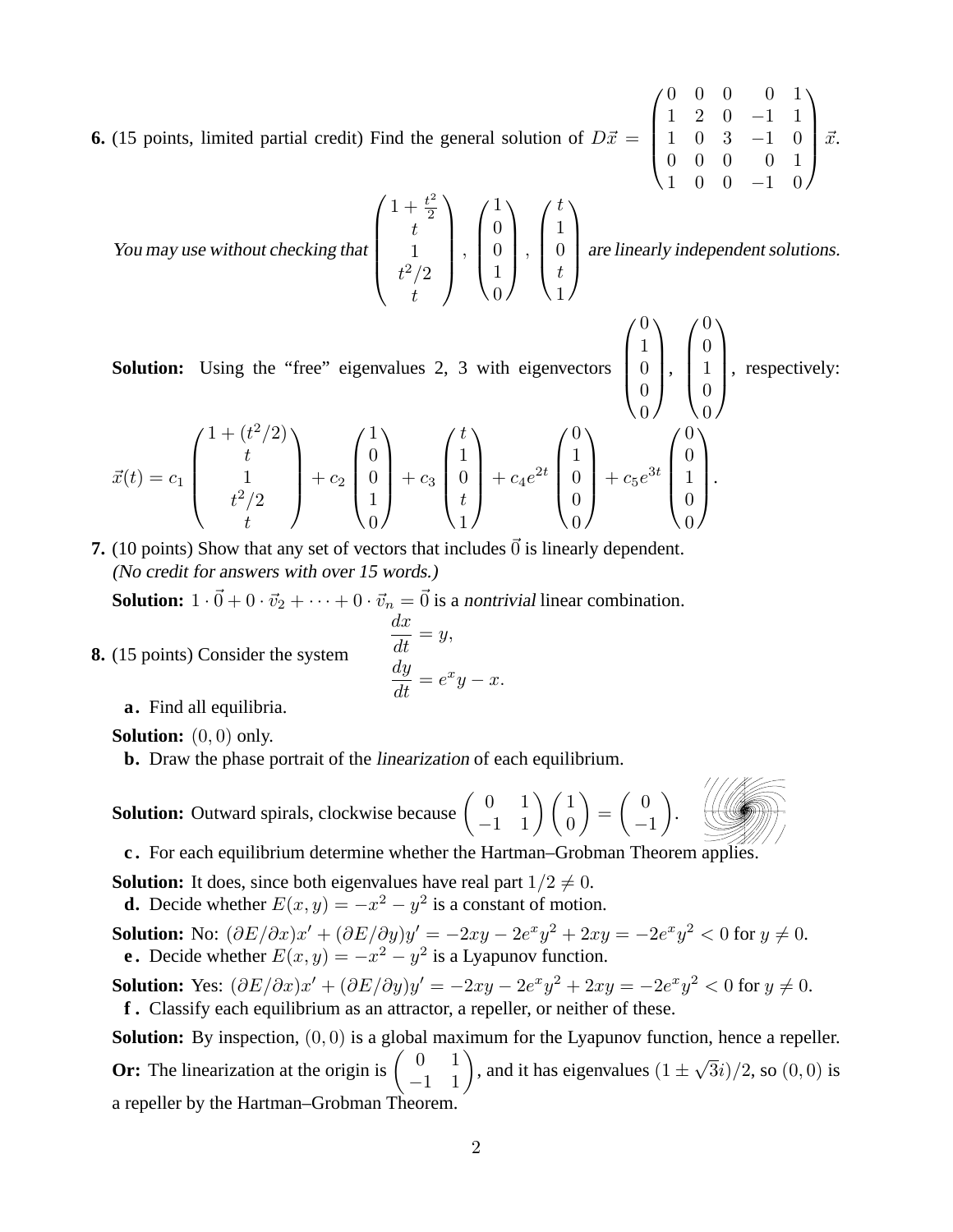**6.** (15 points, limited partial credit) Find the general solution of $D\vec{x} = \begin{pmatrix} 0 & 0 & 0 & 0 & 1 \\ 1 & 2 & 0 & -1 & 1 \\ 1 & 0 & 3 & -1 & 0 \\ 0 & 0 & 0 & 0 & 1 \\ 1 & 0 & 0 & -1 & 0 \end{pmatrix} \vec{x}$.

*You may use without checking that* $\begin{pmatrix} 1+\frac{t^2}{2} \\ t \\ 1 \\ t^2/2 \\ t \end{pmatrix}, \begin{pmatrix} 1 \\ 0 \\ 0 \\ 1 \\ 0 \end{pmatrix}, \begin{pmatrix} t \\ 1 \\ 0 \\ t \\ 1 \end{pmatrix}$ *are linearly independent solutions.*

**Solution:** Using the "free" eigenvalues 2, 3 with eigenvectors $\begin{pmatrix} 0 \\ 1 \\ 0 \\ 0 \\ 0 \end{pmatrix}, \begin{pmatrix} 0 \\ 0 \\ 1 \\ 0 \\ 0 \end{pmatrix}$, respectively:

$$\vec{x}(t) = c_1 \begin{pmatrix} 1+(t^2/2) \\ t \\ 1 \\ t^2/2 \\ t \end{pmatrix} + c_2 \begin{pmatrix} 1 \\ 0 \\ 0 \\ 1 \\ 0 \end{pmatrix} + c_3 \begin{pmatrix} t \\ 1 \\ 0 \\ t \\ 1 \end{pmatrix} + c_4 e^{2t} \begin{pmatrix} 0 \\ 1 \\ 0 \\ 0 \\ 0 \end{pmatrix} + c_5 e^{3t} \begin{pmatrix} 0 \\ 0 \\ 1 \\ 0 \\ 0 \end{pmatrix}.$$

**7.** (10 points) Show that any set of vectors that includes $\vec{0}$ is linearly dependent.
*(No credit for answers with over 15 words.)*

**Solution:** $1 \cdot \vec{0} + 0 \cdot \vec{v}_2 + \cdots + 0 \cdot \vec{v}_n = \vec{0}$ is a *nontrivial* linear combination.

**8.** (15 points) Consider the system

$$\frac{dx}{dt} = y, \qquad \frac{dy}{dt} = e^x y - x.$$

**a.** Find all equilibria.

**Solution:** $(0,0)$ only.

**b.** Draw the phase portrait of the *linearization* of each equilibrium.

**Solution:** Outward spirals, clockwise because $\begin{pmatrix} 0 & 1 \\ -1 & 1 \end{pmatrix} \begin{pmatrix} 1 \\ 0 \end{pmatrix} = \begin{pmatrix} 0 \\ -1 \end{pmatrix}$.

**c.** For each equilibrium determine whether the Hartman–Grobman Theorem applies.

**Solution:** It does, since both eigenvalues have real part $1/2 \neq 0$.

**d.** Decide whether $E(x,y) = -x^2 - y^2$ is a constant of motion.

**Solution:** No: $(\partial E/\partial x)x' + (\partial E/\partial y)y' = -2xy - 2e^x y^2 + 2xy = -2e^x y^2 < 0$ for $y \neq 0$.

**e.** Decide whether $E(x,y) = -x^2 - y^2$ is a Lyapunov function.

**Solution:** Yes: $(\partial E/\partial x)x' + (\partial E/\partial y)y' = -2xy - 2e^x y^2 + 2xy = -2e^x y^2 < 0$ for $y \neq 0$.

**f.** Classify each equilibrium as an attractor, a repeller, or neither of these.

**Solution:** By inspection, $(0,0)$ is a global maximum for the Lyapunov function, hence a repeller.
**Or:** The linearization at the origin is $\begin{pmatrix} 0 & 1 \\ -1 & 1 \end{pmatrix}$, and it has eigenvalues $(1 \pm \sqrt{3}i)/2$, so $(0,0)$ is a repeller by the Hartman–Grobman Theorem.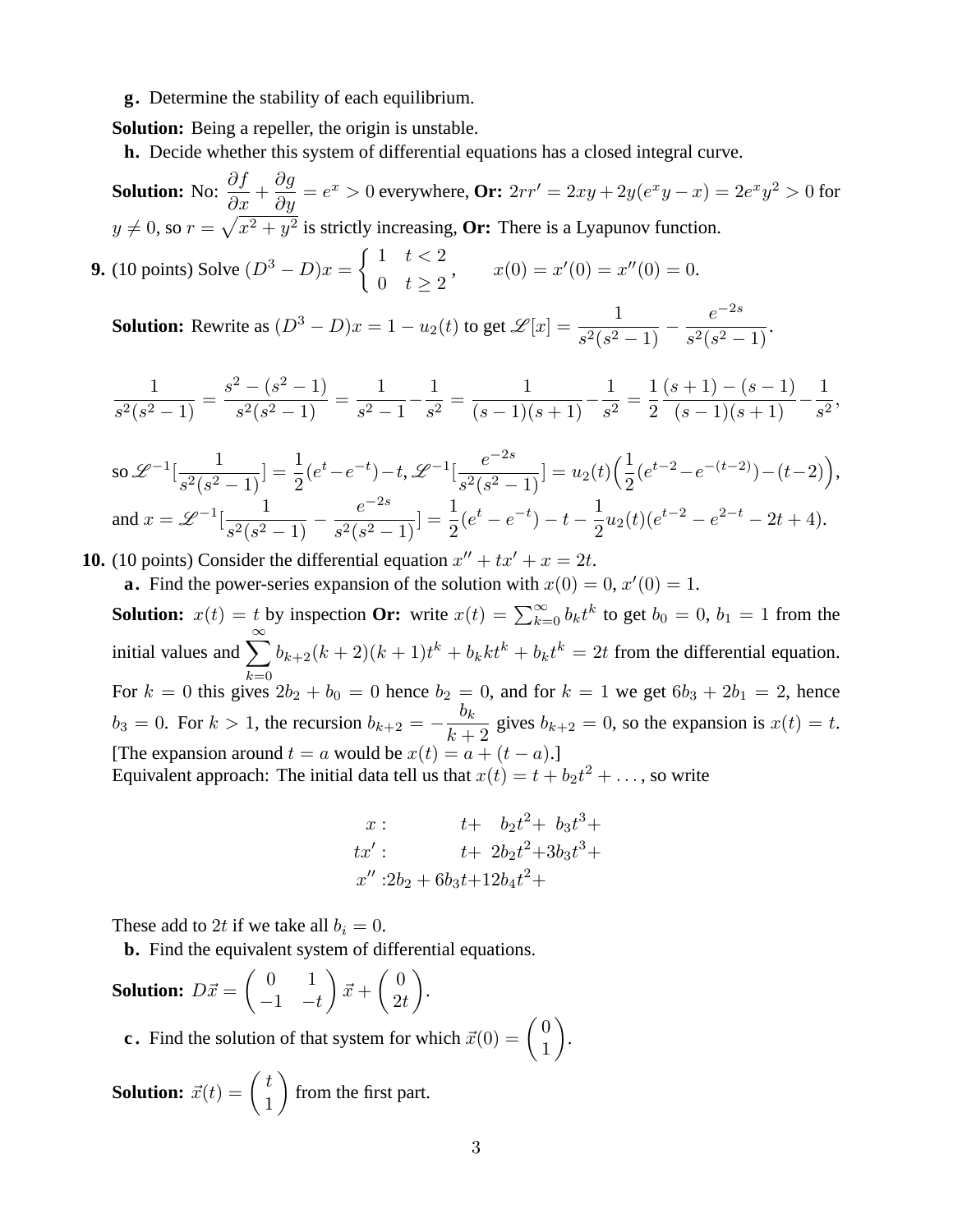**g.** Determine the stability of each equilibrium.

**Solution:** Being a repeller, the origin is unstable.

**h.** Decide whether this system of differential equations has a closed integral curve.

**Solution:** No: $\dfrac{\partial f}{\partial x} + \dfrac{\partial g}{\partial y} = e^x > 0$ everywhere, **Or:** $2rr' = 2xy + 2y(e^x y - x) = 2e^x y^2 > 0$ for $y \neq 0$, so $r = \sqrt{x^2+y^2}$ is strictly increasing, **Or:** There is a Lyapunov function.

**9.** (10 points) Solve $(D^3 - D)x = \begin{cases} 1 & t < 2 \\ 0 & t \geq 2 \end{cases}$, $\qquad x(0) = x'(0) = x''(0) = 0.$

**Solution:** Rewrite as $(D^3 - D)x = 1 - u_2(t)$ to get $\mathscr{L}[x] = \dfrac{1}{s^2(s^2-1)} - \dfrac{e^{-2s}}{s^2(s^2-1)}$.

$$\frac{1}{s^2(s^2-1)} = \frac{s^2 - (s^2-1)}{s^2(s^2-1)} = \frac{1}{s^2-1} - \frac{1}{s^2} = \frac{1}{(s-1)(s+1)} - \frac{1}{s^2} = \frac{1}{2}\frac{(s+1)-(s-1)}{(s-1)(s+1)} - \frac{1}{s^2},$$

so $\mathscr{L}^{-1}[\dfrac{1}{s^2(s^2-1)}] = \dfrac{1}{2}(e^t - e^{-t}) - t$, $\mathscr{L}^{-1}[\dfrac{e^{-2s}}{s^2(s^2-1)}] = u_2(t)\Big(\dfrac{1}{2}(e^{t-2} - e^{-(t-2)}) - (t-2)\Big)$,
and $x = \mathscr{L}^{-1}[\dfrac{1}{s^2(s^2-1)} - \dfrac{e^{-2s}}{s^2(s^2-1)}] = \dfrac{1}{2}(e^t - e^{-t}) - t - \dfrac{1}{2}u_2(t)(e^{t-2} - e^{2-t} - 2t + 4)$.

**10.** (10 points) Consider the differential equation $x'' + tx' + x = 2t$.

**a.** Find the power-series expansion of the solution with $x(0) = 0$, $x'(0) = 1$.

**Solution:** $x(t) = t$ by inspection **Or:** write $x(t) = \sum_{k=0}^{\infty} b_k t^k$ to get $b_0 = 0$, $b_1 = 1$ from the initial values and $\displaystyle\sum_{k=0}^{\infty} b_{k+2}(k+2)(k+1)t^k + b_k k t^k + b_k t^k = 2t$ from the differential equation. For $k = 0$ this gives $2b_2 + b_0 = 0$ hence $b_2 = 0$, and for $k = 1$ we get $6b_3 + 2b_1 = 2$, hence $b_3 = 0$. For $k > 1$, the recursion $b_{k+2} = -\dfrac{b_k}{k+2}$ gives $b_{k+2} = 0$, so the expansion is $x(t) = t$.
[The expansion around $t = a$ would be $x(t) = a + (t - a)$.]
Equivalent approach: The initial data tell us that $x(t) = t + b_2 t^2 + \dots$, so write

$$\begin{aligned}
x &: \qquad\quad t + \;\; b_2 t^2 + \;\; b_3 t^3 + \\
tx' &: \qquad\quad t + 2b_2 t^2 + 3b_3 t^3 + \\
x'' &: 2b_2 + 6b_3 t + 12 b_4 t^2 +
\end{aligned}$$

These add to $2t$ if we take all $b_i = 0$.

**b.** Find the equivalent system of differential equations.

**Solution:** $D\vec{x} = \begin{pmatrix} 0 & 1 \\ -1 & -t \end{pmatrix}\vec{x} + \begin{pmatrix} 0 \\ 2t \end{pmatrix}$.

**c.** Find the solution of that system for which $\vec{x}(0) = \begin{pmatrix} 0 \\ 1 \end{pmatrix}$.

**Solution:** $\vec{x}(t) = \begin{pmatrix} t \\ 1 \end{pmatrix}$ from the first part.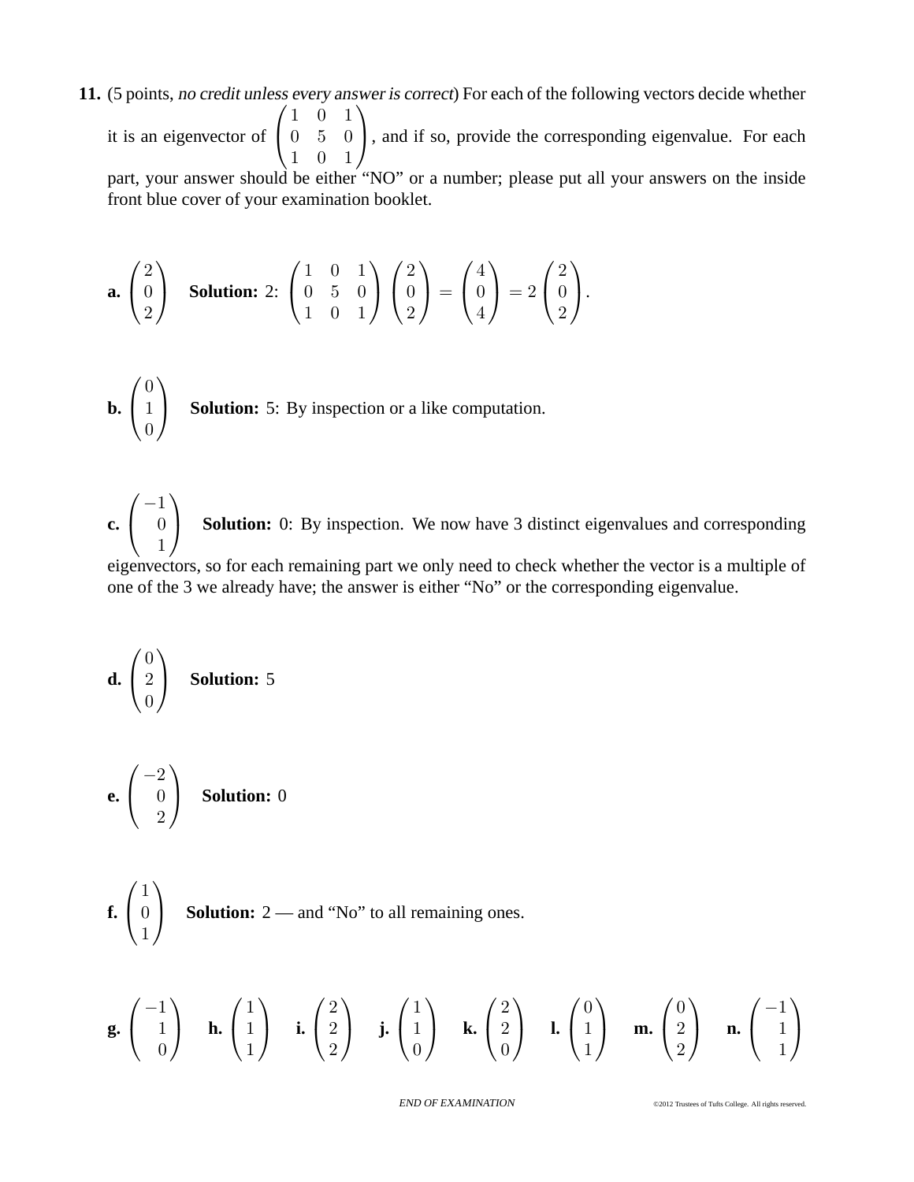**11.** (5 points, *no credit unless every answer is correct*) For each of the following vectors decide whether it is an eigenvector of $\begin{pmatrix} 1 & 0 & 1 \\ 0 & 5 & 0 \\ 1 & 0 & 1 \end{pmatrix}$, and if so, provide the corresponding eigenvalue. For each part, your answer should be either "NO" or a number; please put all your answers on the inside front blue cover of your examination booklet.

**a.** $\begin{pmatrix} 2 \\ 0 \\ 2 \end{pmatrix}$ **Solution:** 2: $\begin{pmatrix} 1 & 0 & 1 \\ 0 & 5 & 0 \\ 1 & 0 & 1 \end{pmatrix} \begin{pmatrix} 2 \\ 0 \\ 2 \end{pmatrix} = \begin{pmatrix} 4 \\ 0 \\ 4 \end{pmatrix} = 2 \begin{pmatrix} 2 \\ 0 \\ 2 \end{pmatrix}$.

**b.** $\begin{pmatrix} 0 \\ 1 \\ 0 \end{pmatrix}$ **Solution:** 5: By inspection or a like computation.

**c.** $\begin{pmatrix} -1 \\ 0 \\ 1 \end{pmatrix}$ **Solution:** 0: By inspection. We now have 3 distinct eigenvalues and corresponding eigenvectors, so for each remaining part we only need to check whether the vector is a multiple of one of the 3 we already have; the answer is either "No" or the corresponding eigenvalue.

**d.** $\begin{pmatrix} 0 \\ 2 \\ 0 \end{pmatrix}$ **Solution:** 5

**e.** $\begin{pmatrix} -2 \\ 0 \\ 2 \end{pmatrix}$ **Solution:** 0

**f.** $\begin{pmatrix} 1 \\ 0 \\ 1 \end{pmatrix}$ **Solution:** 2 — and "No" to all remaining ones.

**g.** $\begin{pmatrix} -1 \\ 1 \\ 0 \end{pmatrix}$ **h.** $\begin{pmatrix} 1 \\ 1 \\ 1 \end{pmatrix}$ **i.** $\begin{pmatrix} 2 \\ 2 \\ 2 \end{pmatrix}$ **j.** $\begin{pmatrix} 1 \\ 1 \\ 0 \end{pmatrix}$ **k.** $\begin{pmatrix} 2 \\ 2 \\ 0 \end{pmatrix}$ **l.** $\begin{pmatrix} 0 \\ 1 \\ 1 \end{pmatrix}$ **m.** $\begin{pmatrix} 0 \\ 2 \\ 2 \end{pmatrix}$ **n.** $\begin{pmatrix} -1 \\ 1 \\ 1 \end{pmatrix}$

*END OF EXAMINATION*

©2012 Trustees of Tufts College. All rights reserved.